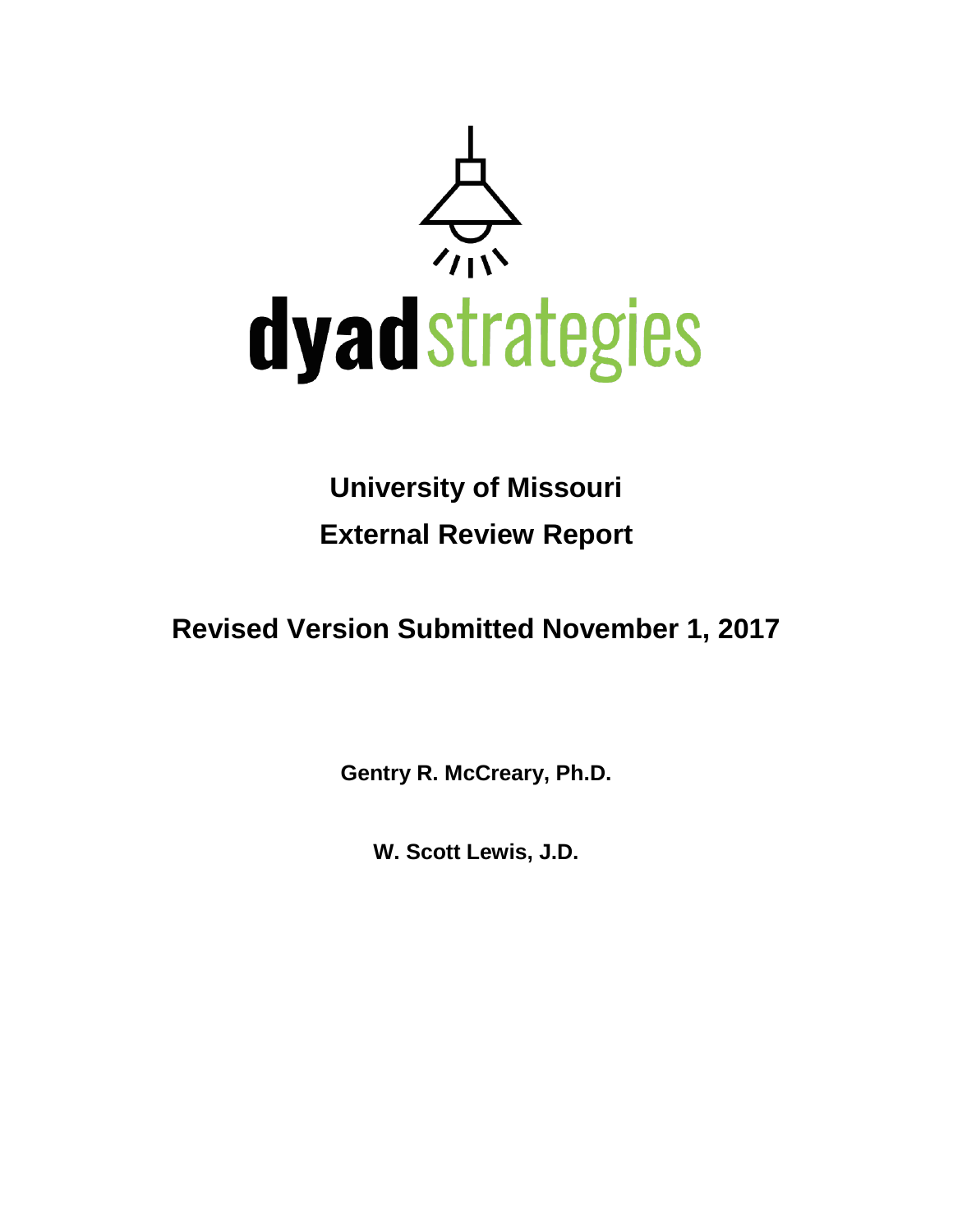dyadstrategies

# University of Missouri
# External Review Report

## Revised Version Submitted November 1, 2017

**Gentry R. McCreary, Ph.D.**

**W. Scott Lewis, J.D.**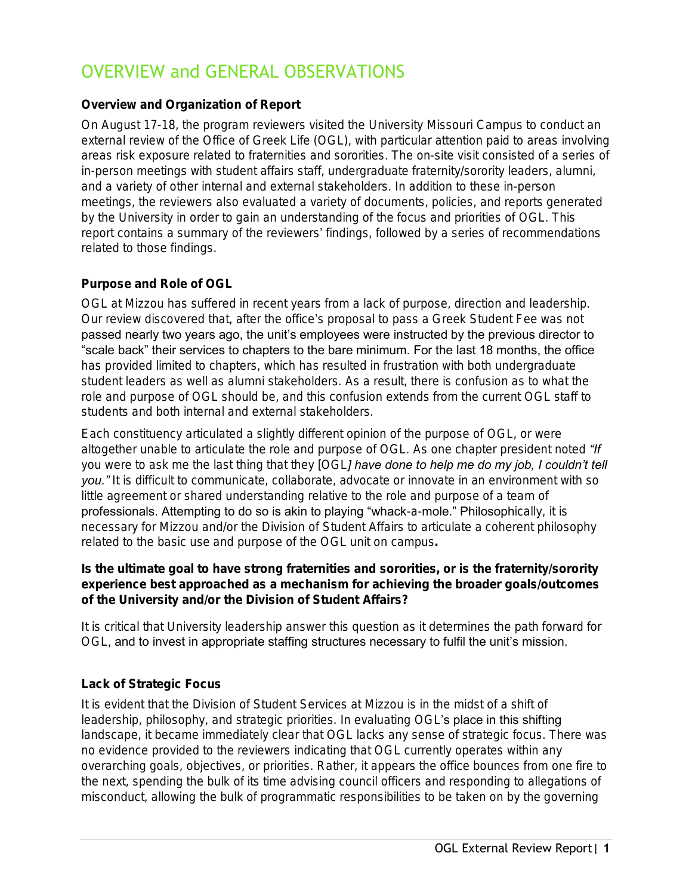# OVERVIEW and GENERAL OBSERVATIONS

**Overview and Organization of Report**

On August 17-18, the program reviewers visited the University Missouri Campus to conduct an external review of the Office of Greek Life (OGL), with particular attention paid to areas involving areas risk exposure related to fraternities and sororities. The on-site visit consisted of a series of in-person meetings with student affairs staff, undergraduate fraternity/sorority leaders, alumni, and a variety of other internal and external stakeholders. In addition to these in-person meetings, the reviewers also evaluated a variety of documents, policies, and reports generated by the University in order to gain an understanding of the focus and priorities of OGL. This report contains a summary of the reviewers' findings, followed by a series of recommendations related to those findings.

**Purpose and Role of OGL**

OGL at Mizzou has suffered in recent years from a lack of purpose, direction and leadership. Our review discovered that, after the office's proposal to pass a Greek Student Fee was not passed nearly two years ago, the unit's employees were instructed by the previous director to "scale back" their services to chapters to the bare minimum. For the last 18 months, the office has provided limited to chapters, which has resulted in frustration with both undergraduate student leaders as well as alumni stakeholders. As a result, there is confusion as to what the role and purpose of OGL should be, and this confusion extends from the current OGL staff to students and both internal and external stakeholders.

Each constituency articulated a slightly different opinion of the purpose of OGL, or were altogether unable to articulate the role and purpose of OGL. As one chapter president noted *"If you were to ask me the last thing that they [OGL] have done to help me do my job, I couldn't tell you."* It is difficult to communicate, collaborate, advocate or innovate in an environment with so little agreement or shared understanding relative to the role and purpose of a team of professionals. Attempting to do so is akin to playing "whack-a-mole." Philosophically, it is necessary for Mizzou and/or the Division of Student Affairs to articulate a coherent philosophy related to the basic use and purpose of the OGL unit on campus**.**

**Is the ultimate goal to have strong fraternities and sororities, or is the fraternity/sorority experience best approached as a mechanism for achieving the broader goals/outcomes of the University and/or the Division of Student Affairs?**

It is critical that University leadership answer this question as it determines the path forward for OGL, and to invest in appropriate staffing structures necessary to fulfil the unit's mission.

**Lack of Strategic Focus**

It is evident that the Division of Student Services at Mizzou is in the midst of a shift of leadership, philosophy, and strategic priorities. In evaluating OGL's place in this shifting landscape, it became immediately clear that OGL lacks any sense of strategic focus. There was no evidence provided to the reviewers indicating that OGL currently operates within any overarching goals, objectives, or priorities. Rather, it appears the office bounces from one fire to the next, spending the bulk of its time advising council officers and responding to allegations of misconduct, allowing the bulk of programmatic responsibilities to be taken on by the governing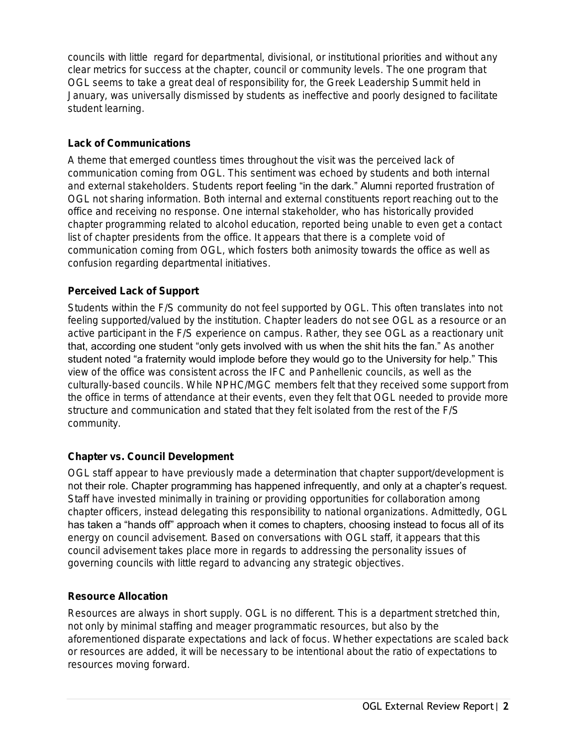councils with little regard for departmental, divisional, or institutional priorities and without any clear metrics for success at the chapter, council or community levels. The one program that OGL seems to take a great deal of responsibility for, the Greek Leadership Summit held in January, was universally dismissed by students as ineffective and poorly designed to facilitate student learning.

### Lack of Communications

A theme that emerged countless times throughout the visit was the perceived lack of communication coming from OGL. This sentiment was echoed by students and both internal and external stakeholders. Students report feeling "in the dark." Alumni reported frustration of OGL not sharing information. Both internal and external constituents report reaching out to the office and receiving no response. One internal stakeholder, who has historically provided chapter programming related to alcohol education, reported being unable to even get a contact list of chapter presidents from the office. It appears that there is a complete void of communication coming from OGL, which fosters both animosity towards the office as well as confusion regarding departmental initiatives.

### Perceived Lack of Support

Students within the F/S community do not feel supported by OGL. This often translates into not feeling supported/valued by the institution. Chapter leaders do not see OGL as a resource or an active participant in the F/S experience on campus. Rather, they see OGL as a reactionary unit that, according one student "only gets involved with us when the shit hits the fan." As another student noted "a fraternity would implode before they would go to the University for help." This view of the office was consistent across the IFC and Panhellenic councils, as well as the culturally-based councils. While NPHC/MGC members felt that they received some support from the office in terms of attendance at their events, even they felt that OGL needed to provide more structure and communication and stated that they felt isolated from the rest of the F/S community.

### Chapter vs. Council Development

OGL staff appear to have previously made a determination that chapter support/development is not their role. Chapter programming has happened infrequently, and only at a chapter's request. Staff have invested minimally in training or providing opportunities for collaboration among chapter officers, instead delegating this responsibility to national organizations. Admittedly, OGL has taken a "hands off" approach when it comes to chapters, choosing instead to focus all of its energy on council advisement. Based on conversations with OGL staff, it appears that this council advisement takes place more in regards to addressing the personality issues of governing councils with little regard to advancing any strategic objectives.

### Resource Allocation

Resources are always in short supply. OGL is no different. This is a department stretched thin, not only by minimal staffing and meager programmatic resources, but also by the aforementioned disparate expectations and lack of focus. Whether expectations are scaled back or resources are added, it will be necessary to be intentional about the ratio of expectations to resources moving forward.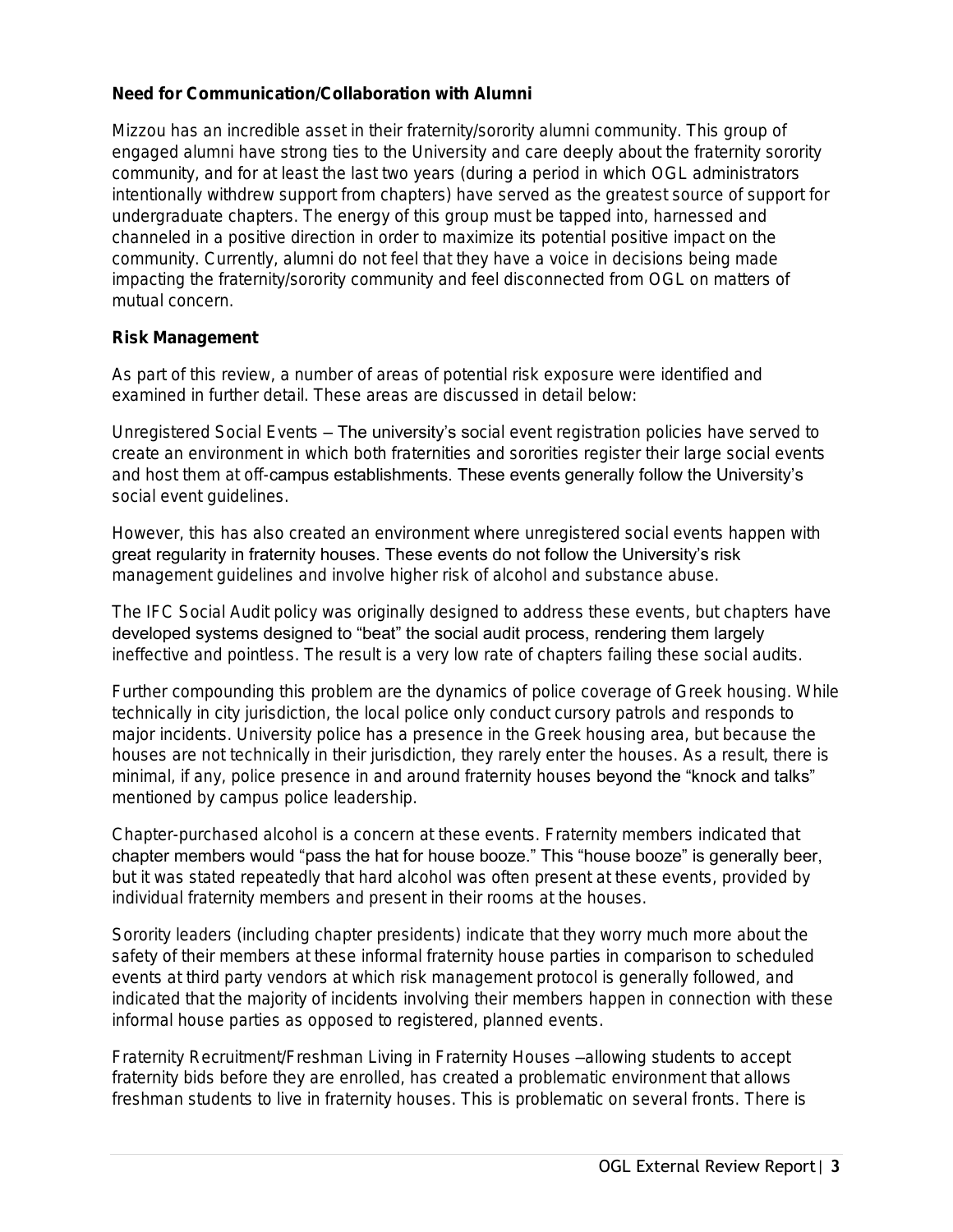**Need for Communication/Collaboration with Alumni**

Mizzou has an incredible asset in their fraternity/sorority alumni community. This group of engaged alumni have strong ties to the University and care deeply about the fraternity sorority community, and for at least the last two years (during a period in which OGL administrators intentionally withdrew support from chapters) have served as the greatest source of support for undergraduate chapters. The energy of this group must be tapped into, harnessed and channeled in a positive direction in order to maximize its potential positive impact on the community. Currently, alumni do not feel that they have a voice in decisions being made impacting the fraternity/sorority community and feel disconnected from OGL on matters of mutual concern.

**Risk Management**

As part of this review, a number of areas of potential risk exposure were identified and examined in further detail. These areas are discussed in detail below:

Unregistered Social Events – The university's social event registration policies have served to create an environment in which both fraternities and sororities register their large social events and host them at off-campus establishments. These events generally follow the University's social event guidelines.

However, this has also created an environment where unregistered social events happen with great regularity in fraternity houses. These events do not follow the University's risk management guidelines and involve higher risk of alcohol and substance abuse.

The IFC Social Audit policy was originally designed to address these events, but chapters have developed systems designed to "beat" the social audit process, rendering them largely ineffective and pointless. The result is a very low rate of chapters failing these social audits.

Further compounding this problem are the dynamics of police coverage of Greek housing. While technically in city jurisdiction, the local police only conduct cursory patrols and responds to major incidents. University police has a presence in the Greek housing area, but because the houses are not technically in their jurisdiction, they rarely enter the houses. As a result, there is minimal, if any, police presence in and around fraternity houses beyond the "knock and talks" mentioned by campus police leadership.

Chapter-purchased alcohol is a concern at these events. Fraternity members indicated that chapter members would "pass the hat for house booze." This "house booze" is generally beer, but it was stated repeatedly that hard alcohol was often present at these events, provided by individual fraternity members and present in their rooms at the houses.

Sorority leaders (including chapter presidents) indicate that they worry much more about the safety of their members at these informal fraternity house parties in comparison to scheduled events at third party vendors at which risk management protocol is generally followed, and indicated that the majority of incidents involving their members happen in connection with these informal house parties as opposed to registered, planned events.

Fraternity Recruitment/Freshman Living in Fraternity Houses –allowing students to accept fraternity bids before they are enrolled, has created a problematic environment that allows freshman students to live in fraternity houses. This is problematic on several fronts. There is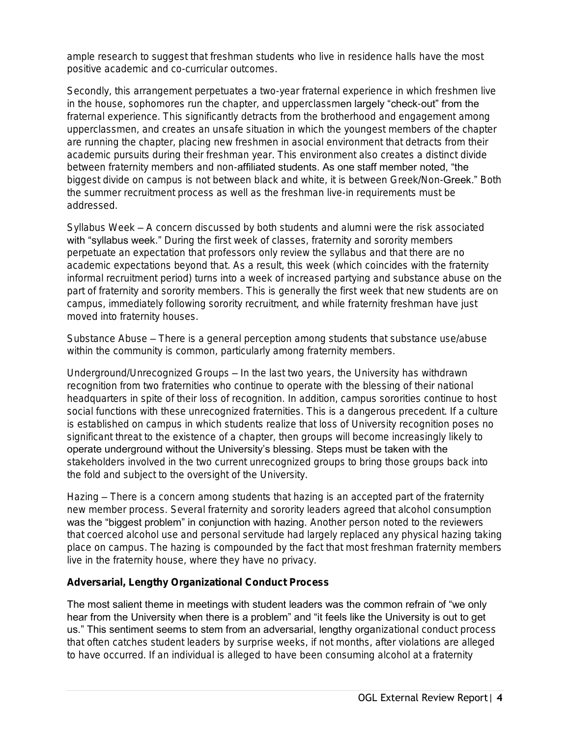ample research to suggest that freshman students who live in residence halls have the most positive academic and co-curricular outcomes.

Secondly, this arrangement perpetuates a two-year fraternal experience in which freshmen live in the house, sophomores run the chapter, and upperclassmen largely "check-out" from the fraternal experience. This significantly detracts from the brotherhood and engagement among upperclassmen, and creates an unsafe situation in which the youngest members of the chapter are running the chapter, placing new freshmen in asocial environment that detracts from their academic pursuits during their freshman year. This environment also creates a distinct divide between fraternity members and non-affiliated students. As one staff member noted, "the biggest divide on campus is not between black and white, it is between Greek/Non-Greek." Both the summer recruitment process as well as the freshman live-in requirements must be addressed.

Syllabus Week – A concern discussed by both students and alumni were the risk associated with "syllabus week." During the first week of classes, fraternity and sorority members perpetuate an expectation that professors only review the syllabus and that there are no academic expectations beyond that. As a result, this week (which coincides with the fraternity informal recruitment period) turns into a week of increased partying and substance abuse on the part of fraternity and sorority members. This is generally the first week that new students are on campus, immediately following sorority recruitment, and while fraternity freshman have just moved into fraternity houses.

Substance Abuse – There is a general perception among students that substance use/abuse within the community is common, particularly among fraternity members.

Underground/Unrecognized Groups – In the last two years, the University has withdrawn recognition from two fraternities who continue to operate with the blessing of their national headquarters in spite of their loss of recognition. In addition, campus sororities continue to host social functions with these unrecognized fraternities. This is a dangerous precedent. If a culture is established on campus in which students realize that loss of University recognition poses no significant threat to the existence of a chapter, then groups will become increasingly likely to operate underground without the University's blessing. Steps must be taken with the stakeholders involved in the two current unrecognized groups to bring those groups back into the fold and subject to the oversight of the University.

Hazing – There is a concern among students that hazing is an accepted part of the fraternity new member process. Several fraternity and sorority leaders agreed that alcohol consumption was the "biggest problem" in conjunction with hazing. Another person noted to the reviewers that coerced alcohol use and personal servitude had largely replaced any physical hazing taking place on campus. The hazing is compounded by the fact that most freshman fraternity members live in the fraternity house, where they have no privacy.

**Adversarial, Lengthy Organizational Conduct Process**

The most salient theme in meetings with student leaders was the common refrain of "we only hear from the University when there is a problem" and "it feels like the University is out to get us." This sentiment seems to stem from an adversarial, lengthy organizational conduct process that often catches student leaders by surprise weeks, if not months, after violations are alleged to have occurred. If an individual is alleged to have been consuming alcohol at a fraternity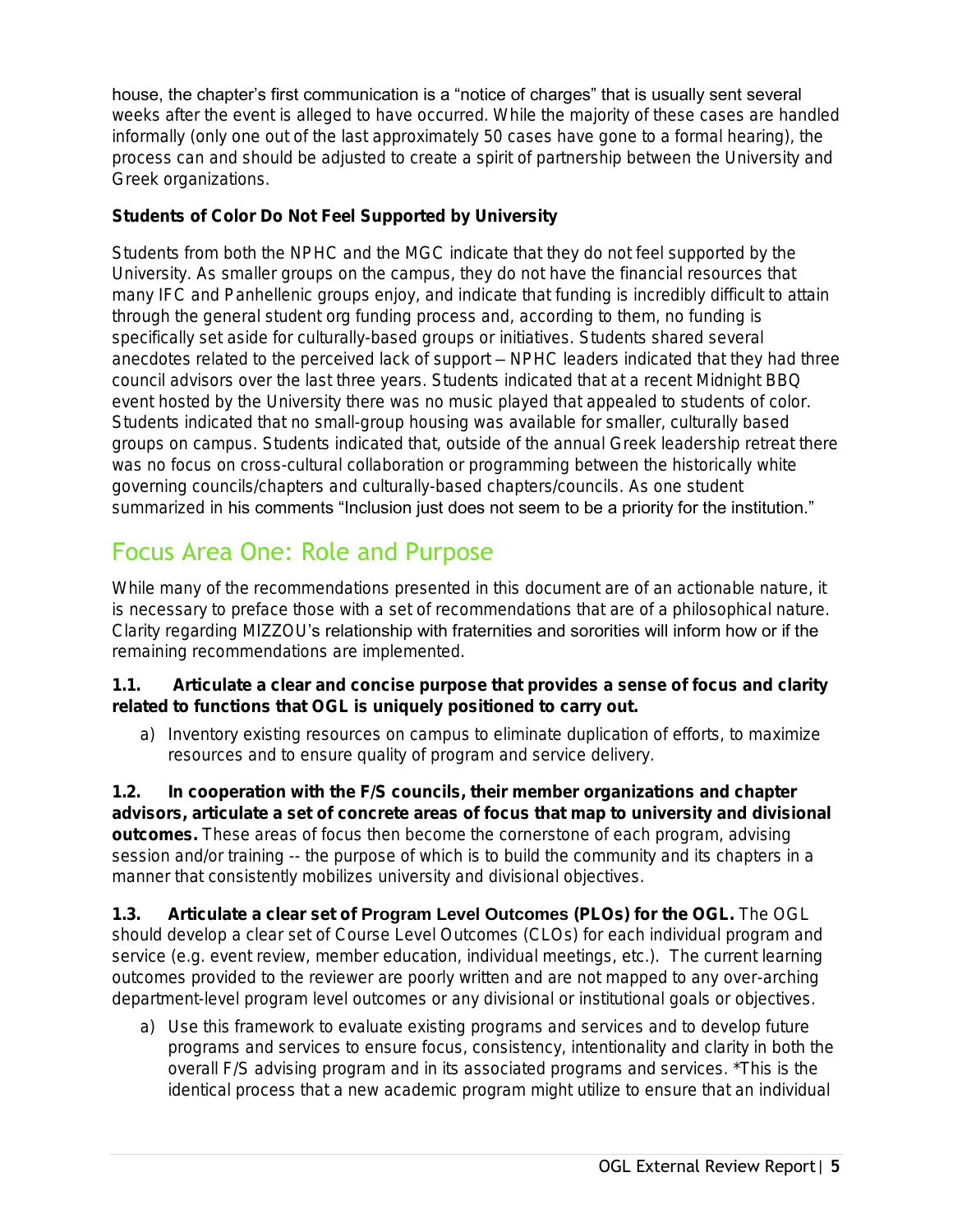house, the chapter's first communication is a "notice of charges" that is usually sent several weeks after the event is alleged to have occurred. While the majority of these cases are handled informally (only one out of the last approximately 50 cases have gone to a formal hearing), the process can and should be adjusted to create a spirit of partnership between the University and Greek organizations.

**Students of Color Do Not Feel Supported by University**

Students from both the NPHC and the MGC indicate that they do not feel supported by the University. As smaller groups on the campus, they do not have the financial resources that many IFC and Panhellenic groups enjoy, and indicate that funding is incredibly difficult to attain through the general student org funding process and, according to them, no funding is specifically set aside for culturally-based groups or initiatives. Students shared several anecdotes related to the perceived lack of support – NPHC leaders indicated that they had three council advisors over the last three years. Students indicated that at a recent Midnight BBQ event hosted by the University there was no music played that appealed to students of color. Students indicated that no small-group housing was available for smaller, culturally based groups on campus. Students indicated that, outside of the annual Greek leadership retreat there was no focus on cross-cultural collaboration or programming between the historically white governing councils/chapters and culturally-based chapters/councils. As one student summarized in his comments "Inclusion just does not seem to be a priority for the institution."

## Focus Area One: Role and Purpose

While many of the recommendations presented in this document are of an actionable nature, it is necessary to preface those with a set of recommendations that are of a philosophical nature. Clarity regarding MIZZOU's relationship with fraternities and sororities will inform how or if the remaining recommendations are implemented.

**1.1. Articulate a clear and concise purpose that provides a sense of focus and clarity related to functions that OGL is uniquely positioned to carry out.**

a) Inventory existing resources on campus to eliminate duplication of efforts, to maximize resources and to ensure quality of program and service delivery.

**1.2. In cooperation with the F/S councils, their member organizations and chapter advisors, articulate a set of concrete areas of focus that map to university and divisional outcomes.** These areas of focus then become the cornerstone of each program, advising session and/or training -- the purpose of which is to build the community and its chapters in a manner that consistently mobilizes university and divisional objectives.

**1.3. Articulate a clear set of Program Level Outcomes (PLOs) for the OGL.** The OGL should develop a clear set of Course Level Outcomes (CLOs) for each individual program and service (e.g. event review, member education, individual meetings, etc.). The current learning outcomes provided to the reviewer are poorly written and are not mapped to any over-arching department-level program level outcomes or any divisional or institutional goals or objectives.

a) Use this framework to evaluate existing programs and services and to develop future programs and services to ensure focus, consistency, intentionality and clarity in both the overall F/S advising program and in its associated programs and services. *This is the identical process that a new academic program might utilize to ensure that an individual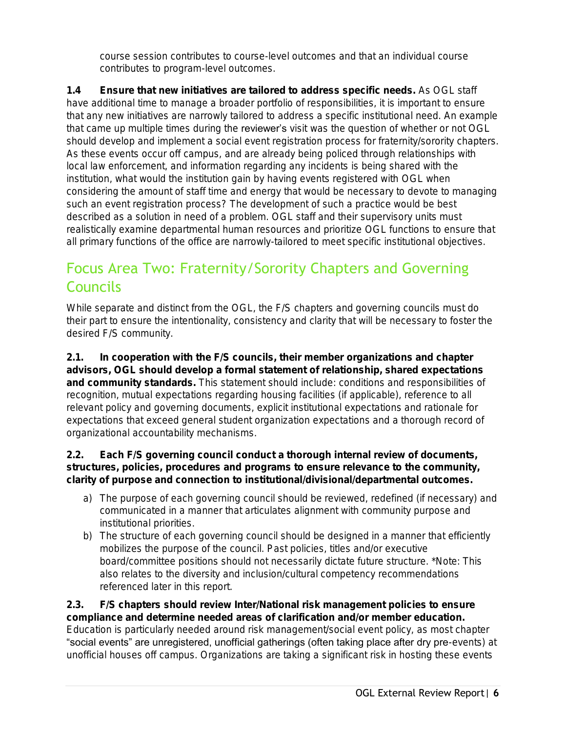course session contributes to course-level outcomes and that an individual course contributes to program-level outcomes.

**1.4 Ensure that new initiatives are tailored to address specific needs.** As OGL staff have additional time to manage a broader portfolio of responsibilities, it is important to ensure that any new initiatives are narrowly tailored to address a specific institutional need. An example that came up multiple times during the reviewer's visit was the question of whether or not OGL should develop and implement a social event registration process for fraternity/sorority chapters. As these events occur off campus, and are already being policed through relationships with local law enforcement, and information regarding any incidents is being shared with the institution, what would the institution gain by having events registered with OGL when considering the amount of staff time and energy that would be necessary to devote to managing such an event registration process? The development of such a practice would be best described as a solution in need of a problem. OGL staff and their supervisory units must realistically examine departmental human resources and prioritize OGL functions to ensure that all primary functions of the office are narrowly-tailored to meet specific institutional objectives.

## Focus Area Two: Fraternity/Sorority Chapters and Governing Councils

While separate and distinct from the OGL, the F/S chapters and governing councils must do their part to ensure the intentionality, consistency and clarity that will be necessary to foster the desired F/S community.

**2.1. In cooperation with the F/S councils, their member organizations and chapter advisors, OGL should develop a formal statement of relationship, shared expectations and community standards.** This statement should include: conditions and responsibilities of recognition, mutual expectations regarding housing facilities (if applicable), reference to all relevant policy and governing documents, explicit institutional expectations and rationale for expectations that exceed general student organization expectations and a thorough record of organizational accountability mechanisms.

**2.2. Each F/S governing council conduct a thorough internal review of documents, structures, policies, procedures and programs to ensure relevance to the community, clarity of purpose and connection to institutional/divisional/departmental outcomes.**

a) The purpose of each governing council should be reviewed, redefined (if necessary) and communicated in a manner that articulates alignment with community purpose and institutional priorities.
b) The structure of each governing council should be designed in a manner that efficiently mobilizes the purpose of the council. Past policies, titles and/or executive board/committee positions should not necessarily dictate future structure. *Note: This also relates to the diversity and inclusion/cultural competency recommendations referenced later in this report.

**2.3. F/S chapters should review Inter/National risk management policies to ensure compliance and determine needed areas of clarification and/or member education.** Education is particularly needed around risk management/social event policy, as most chapter "social events" are unregistered, unofficial gatherings (often taking place after dry pre-events) at unofficial houses off campus. Organizations are taking a significant risk in hosting these events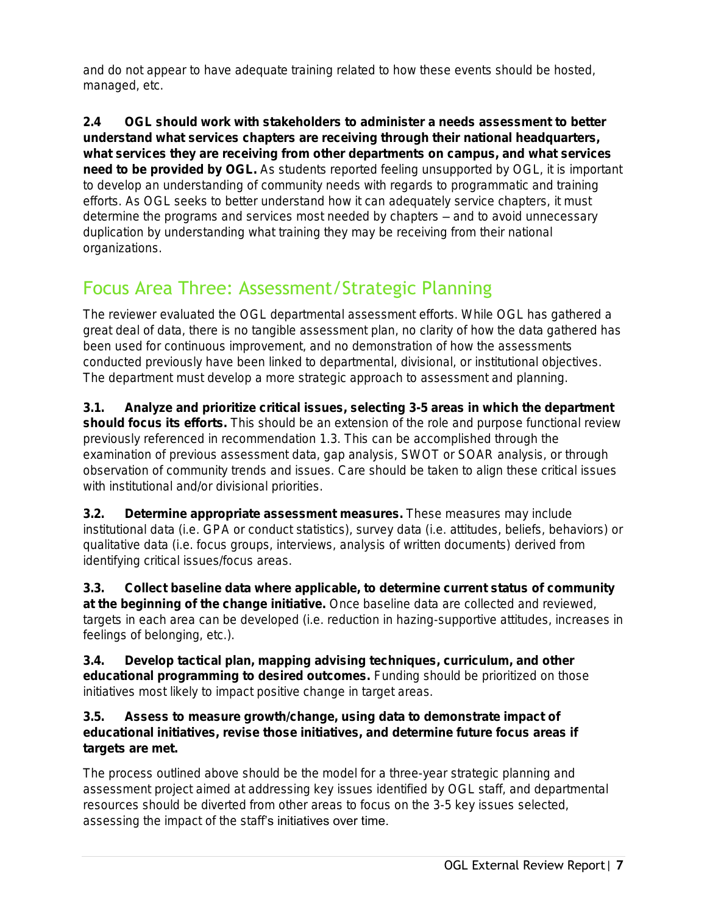and do not appear to have adequate training related to how these events should be hosted, managed, etc.

**2.4 OGL should work with stakeholders to administer a needs assessment to better understand what services chapters are receiving through their national headquarters, what services they are receiving from other departments on campus, and what services need to be provided by OGL.** As students reported feeling unsupported by OGL, it is important to develop an understanding of community needs with regards to programmatic and training efforts. As OGL seeks to better understand how it can adequately service chapters, it must determine the programs and services most needed by chapters – and to avoid unnecessary duplication by understanding what training they may be receiving from their national organizations.

## Focus Area Three: Assessment/Strategic Planning

The reviewer evaluated the OGL departmental assessment efforts. While OGL has gathered a great deal of data, there is no tangible assessment plan, no clarity of how the data gathered has been used for continuous improvement, and no demonstration of how the assessments conducted previously have been linked to departmental, divisional, or institutional objectives. The department must develop a more strategic approach to assessment and planning.

**3.1. Analyze and prioritize critical issues, selecting 3-5 areas in which the department should focus its efforts.** This should be an extension of the role and purpose functional review previously referenced in recommendation 1.3. This can be accomplished through the examination of previous assessment data, gap analysis, SWOT or SOAR analysis, or through observation of community trends and issues. Care should be taken to align these critical issues with institutional and/or divisional priorities.

**3.2. Determine appropriate assessment measures.** These measures may include institutional data (i.e. GPA or conduct statistics), survey data (i.e. attitudes, beliefs, behaviors) or qualitative data (i.e. focus groups, interviews, analysis of written documents) derived from identifying critical issues/focus areas.

**3.3. Collect baseline data where applicable, to determine current status of community at the beginning of the change initiative.** Once baseline data are collected and reviewed, targets in each area can be developed (i.e. reduction in hazing-supportive attitudes, increases in feelings of belonging, etc.).

**3.4. Develop tactical plan, mapping advising techniques, curriculum, and other educational programming to desired outcomes.** Funding should be prioritized on those initiatives most likely to impact positive change in target areas.

**3.5. Assess to measure growth/change, using data to demonstrate impact of educational initiatives, revise those initiatives, and determine future focus areas if targets are met.**

The process outlined above should be the model for a three-year strategic planning and assessment project aimed at addressing key issues identified by OGL staff, and departmental resources should be diverted from other areas to focus on the 3-5 key issues selected, assessing the impact of the staff's initiatives over time.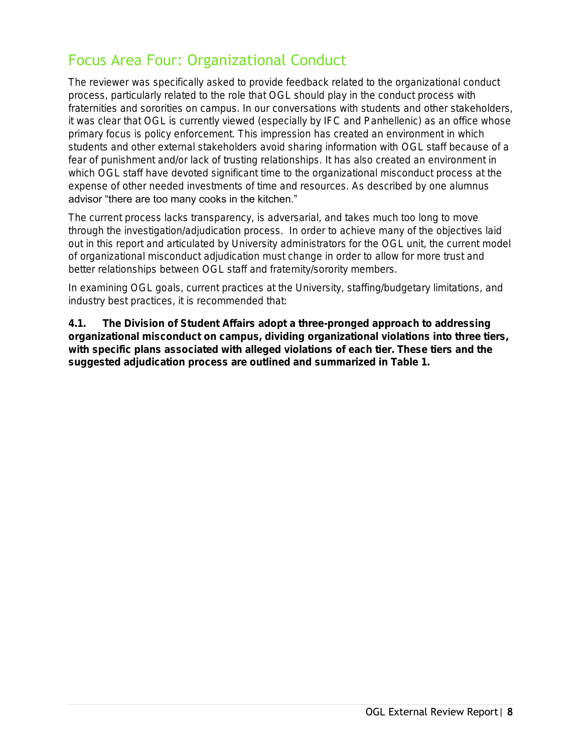## Focus Area Four: Organizational Conduct

The reviewer was specifically asked to provide feedback related to the organizational conduct process, particularly related to the role that OGL should play in the conduct process with fraternities and sororities on campus. In our conversations with students and other stakeholders, it was clear that OGL is currently viewed (especially by IFC and Panhellenic) as an office whose primary focus is policy enforcement. This impression has created an environment in which students and other external stakeholders avoid sharing information with OGL staff because of a fear of punishment and/or lack of trusting relationships. It has also created an environment in which OGL staff have devoted significant time to the organizational misconduct process at the expense of other needed investments of time and resources. As described by one alumnus advisor "there are too many cooks in the kitchen."

The current process lacks transparency, is adversarial, and takes much too long to move through the investigation/adjudication process. In order to achieve many of the objectives laid out in this report and articulated by University administrators for the OGL unit, the current model of organizational misconduct adjudication must change in order to allow for more trust and better relationships between OGL staff and fraternity/sorority members.

In examining OGL goals, current practices at the University, staffing/budgetary limitations, and industry best practices, it is recommended that:

**4.1. The Division of Student Affairs adopt a three-pronged approach to addressing organizational misconduct on campus, dividing organizational violations into three tiers, with specific plans associated with alleged violations of each tier. These tiers and the suggested adjudication process are outlined and summarized in Table 1.**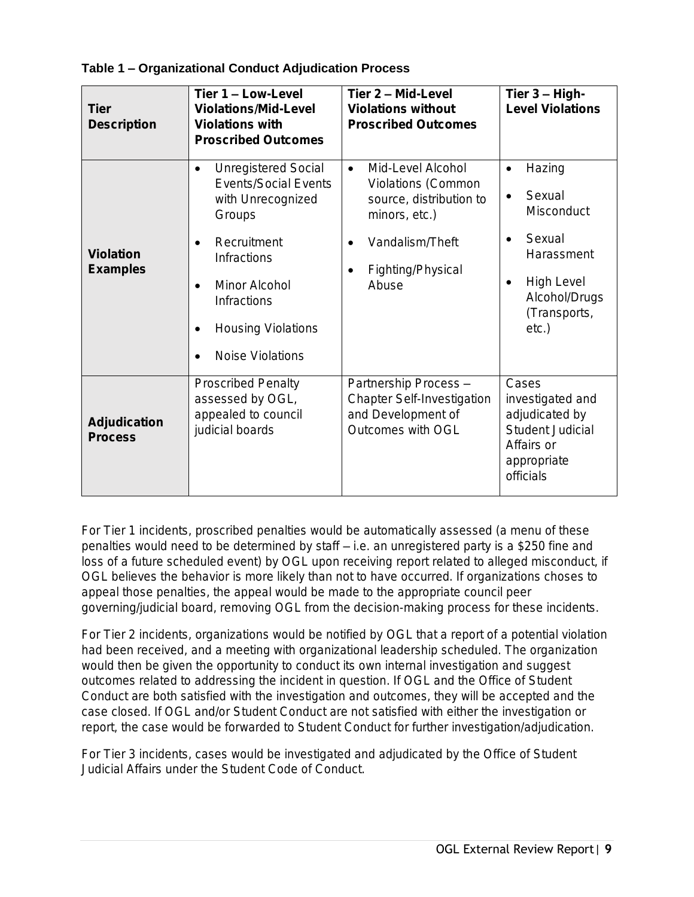**Table 1 – Organizational Conduct Adjudication Process**

| **Tier Description** | **Tier 1 – Low-Level Violations/Mid-Level Violations with Proscribed Outcomes** | **Tier 2 – Mid-Level Violations without Proscribed Outcomes** | **Tier 3 – High-Level Violations** |
|---|---|---|---|
| **Violation Examples** | • Unregistered Social Events/Social Events with Unrecognized Groups<br>• Recruitment Infractions<br>• Minor Alcohol Infractions<br>• Housing Violations<br>• Noise Violations | • Mid-Level Alcohol Violations (Common source, distribution to minors, etc.)<br>• Vandalism/Theft<br>• Fighting/Physical Abuse | • Hazing<br>• Sexual Misconduct<br>• Sexual Harassment<br>• High Level Alcohol/Drugs (Transports, etc.) |
| **Adjudication Process** | Proscribed Penalty assessed by OGL, appealed to council judicial boards | Partnership Process – Chapter Self-Investigation and Development of Outcomes with OGL | Cases investigated and adjudicated by Student Judicial Affairs or appropriate officials |

For Tier 1 incidents, proscribed penalties would be automatically assessed (a menu of these penalties would need to be determined by staff – i.e. an unregistered party is a $250 fine and loss of a future scheduled event) by OGL upon receiving report related to alleged misconduct, if OGL believes the behavior is more likely than not to have occurred. If organizations choses to appeal those penalties, the appeal would be made to the appropriate council peer governing/judicial board, removing OGL from the decision-making process for these incidents.

For Tier 2 incidents, organizations would be notified by OGL that a report of a potential violation had been received, and a meeting with organizational leadership scheduled. The organization would then be given the opportunity to conduct its own internal investigation and suggest outcomes related to addressing the incident in question. If OGL and the Office of Student Conduct are both satisfied with the investigation and outcomes, they will be accepted and the case closed. If OGL and/or Student Conduct are not satisfied with either the investigation or report, the case would be forwarded to Student Conduct for further investigation/adjudication.

For Tier 3 incidents, cases would be investigated and adjudicated by the Office of Student Judicial Affairs under the Student Code of Conduct.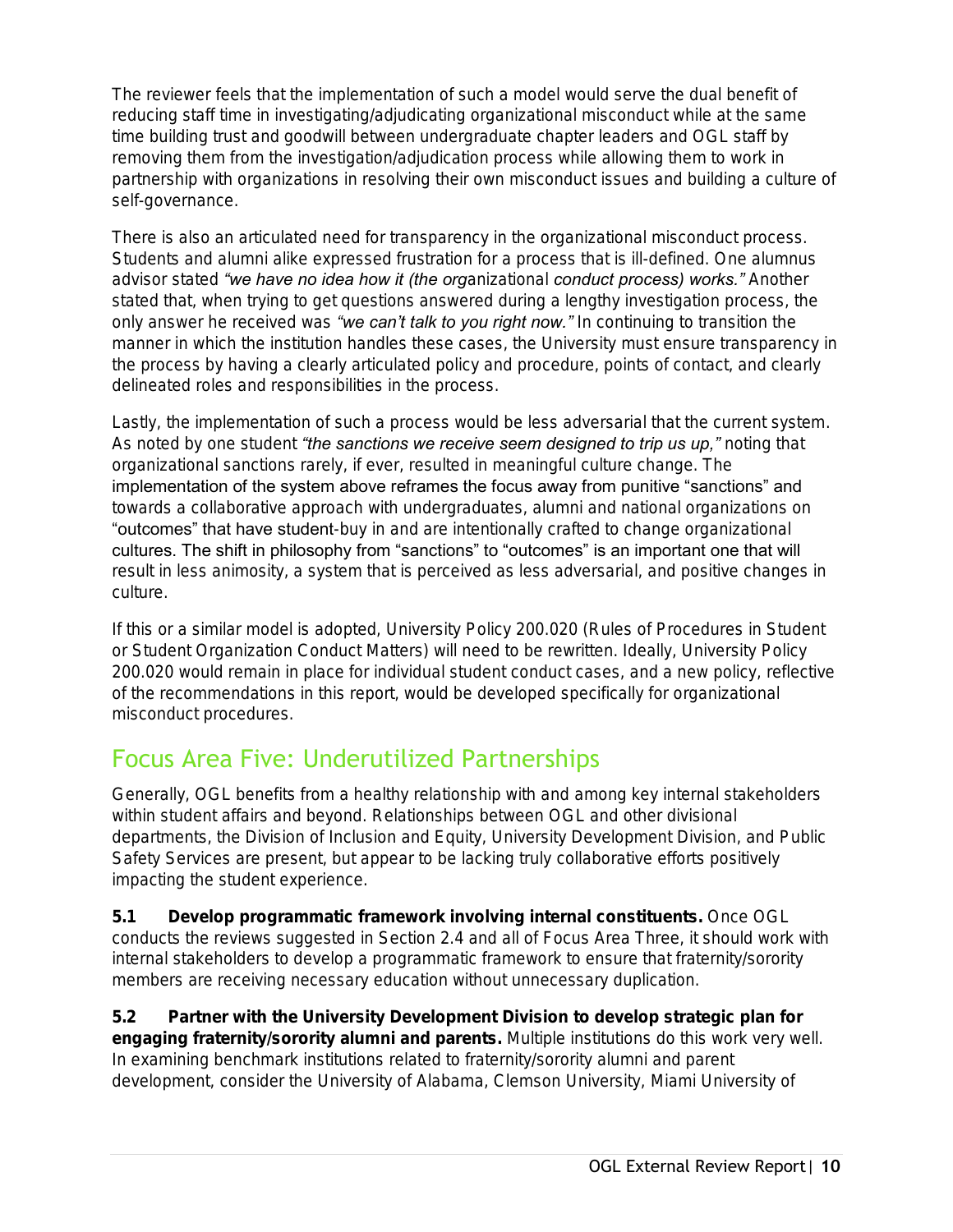The reviewer feels that the implementation of such a model would serve the dual benefit of reducing staff time in investigating/adjudicating organizational misconduct while at the same time building trust and goodwill between undergraduate chapter leaders and OGL staff by removing them from the investigation/adjudication process while allowing them to work in partnership with organizations in resolving their own misconduct issues and building a culture of self-governance.

There is also an articulated need for transparency in the organizational misconduct process. Students and alumni alike expressed frustration for a process that is ill-defined. One alumnus advisor stated *"we have no idea how it (the organizational conduct process) works."* Another stated that, when trying to get questions answered during a lengthy investigation process, the only answer he received was *"we can't talk to you right now."* In continuing to transition the manner in which the institution handles these cases, the University must ensure transparency in the process by having a clearly articulated policy and procedure, points of contact, and clearly delineated roles and responsibilities in the process.

Lastly, the implementation of such a process would be less adversarial that the current system. As noted by one student *"the sanctions we receive seem designed to trip us up,"* noting that organizational sanctions rarely, if ever, resulted in meaningful culture change. The implementation of the system above reframes the focus away from punitive "sanctions" and towards a collaborative approach with undergraduates, alumni and national organizations on "outcomes" that have student-buy in and are intentionally crafted to change organizational cultures. The shift in philosophy from "sanctions" to "outcomes" is an important one that will result in less animosity, a system that is perceived as less adversarial, and positive changes in culture.

If this or a similar model is adopted, University Policy 200.020 (Rules of Procedures in Student or Student Organization Conduct Matters) will need to be rewritten. Ideally, University Policy 200.020 would remain in place for individual student conduct cases, and a new policy, reflective of the recommendations in this report, would be developed specifically for organizational misconduct procedures.

## Focus Area Five: Underutilized Partnerships

Generally, OGL benefits from a healthy relationship with and among key internal stakeholders within student affairs and beyond. Relationships between OGL and other divisional departments, the Division of Inclusion and Equity, University Development Division, and Public Safety Services are present, but appear to be lacking truly collaborative efforts positively impacting the student experience.

**5.1 Develop programmatic framework involving internal constituents.** Once OGL conducts the reviews suggested in Section 2.4 and all of Focus Area Three, it should work with internal stakeholders to develop a programmatic framework to ensure that fraternity/sorority members are receiving necessary education without unnecessary duplication.

**5.2 Partner with the University Development Division to develop strategic plan for engaging fraternity/sorority alumni and parents.** Multiple institutions do this work very well. In examining benchmark institutions related to fraternity/sorority alumni and parent development, consider the University of Alabama, Clemson University, Miami University of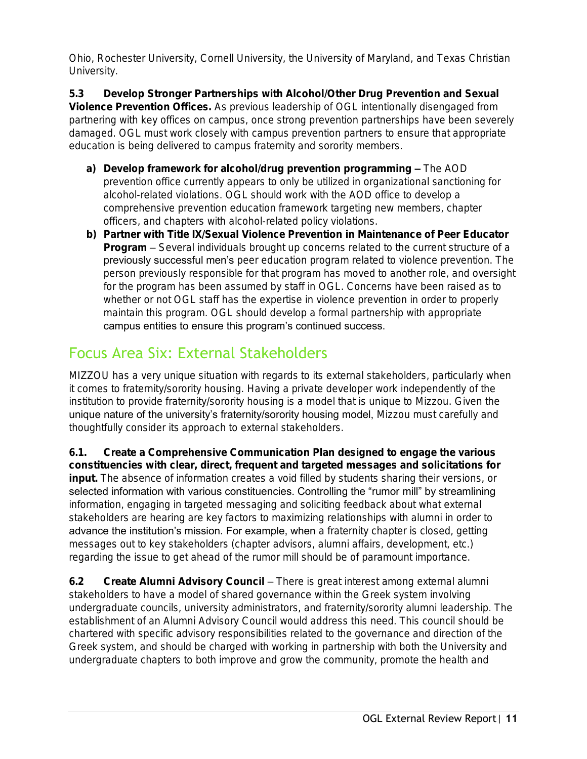Ohio, Rochester University, Cornell University, the University of Maryland, and Texas Christian University.

**5.3 Develop Stronger Partnerships with Alcohol/Other Drug Prevention and Sexual Violence Prevention Offices.** As previous leadership of OGL intentionally disengaged from partnering with key offices on campus, once strong prevention partnerships have been severely damaged. OGL must work closely with campus prevention partners to ensure that appropriate education is being delivered to campus fraternity and sorority members.

a) **Develop framework for alcohol/drug prevention programming** – The AOD prevention office currently appears to only be utilized in organizational sanctioning for alcohol-related violations. OGL should work with the AOD office to develop a comprehensive prevention education framework targeting new members, chapter officers, and chapters with alcohol-related policy violations.
b) **Partner with Title IX/Sexual Violence Prevention in Maintenance of Peer Educator Program** – Several individuals brought up concerns related to the current structure of a previously successful men's peer education program related to violence prevention. The person previously responsible for that program has moved to another role, and oversight for the program has been assumed by staff in OGL. Concerns have been raised as to whether or not OGL staff has the expertise in violence prevention in order to properly maintain this program. OGL should develop a formal partnership with appropriate campus entities to ensure this program's continued success.

## Focus Area Six: External Stakeholders

MIZZOU has a very unique situation with regards to its external stakeholders, particularly when it comes to fraternity/sorority housing. Having a private developer work independently of the institution to provide fraternity/sorority housing is a model that is unique to Mizzou. Given the unique nature of the university's fraternity/sorority housing model, Mizzou must carefully and thoughtfully consider its approach to external stakeholders.

**6.1. Create a Comprehensive Communication Plan designed to engage the various constituencies with clear, direct, frequent and targeted messages and solicitations for input.** The absence of information creates a void filled by students sharing their versions, or selected information with various constituencies. Controlling the "rumor mill" by streamlining information, engaging in targeted messaging and soliciting feedback about what external stakeholders are hearing are key factors to maximizing relationships with alumni in order to advance the institution's mission. For example, when a fraternity chapter is closed, getting messages out to key stakeholders (chapter advisors, alumni affairs, development, etc.) regarding the issue to get ahead of the rumor mill should be of paramount importance.

**6.2 Create Alumni Advisory Council** – There is great interest among external alumni stakeholders to have a model of shared governance within the Greek system involving undergraduate councils, university administrators, and fraternity/sorority alumni leadership. The establishment of an Alumni Advisory Council would address this need. This council should be chartered with specific advisory responsibilities related to the governance and direction of the Greek system, and should be charged with working in partnership with both the University and undergraduate chapters to both improve and grow the community, promote the health and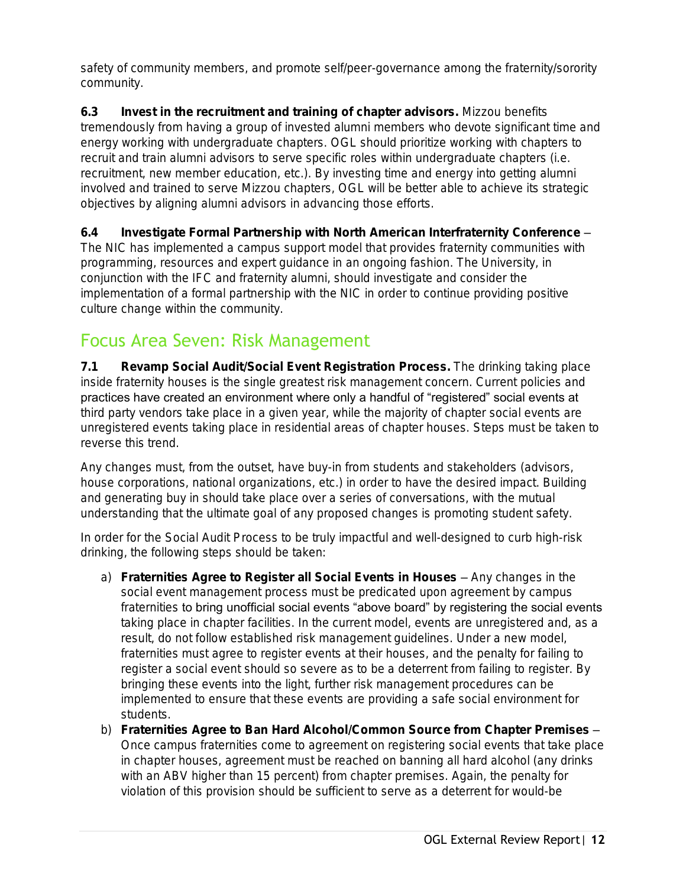safety of community members, and promote self/peer-governance among the fraternity/sorority community.

**6.3 Invest in the recruitment and training of chapter advisors.** Mizzou benefits tremendously from having a group of invested alumni members who devote significant time and energy working with undergraduate chapters. OGL should prioritize working with chapters to recruit and train alumni advisors to serve specific roles within undergraduate chapters (i.e. recruitment, new member education, etc.). By investing time and energy into getting alumni involved and trained to serve Mizzou chapters, OGL will be better able to achieve its strategic objectives by aligning alumni advisors in advancing those efforts.

**6.4 Investigate Formal Partnership with North American Interfraternity Conference** – The NIC has implemented a campus support model that provides fraternity communities with programming, resources and expert guidance in an ongoing fashion. The University, in conjunction with the IFC and fraternity alumni, should investigate and consider the implementation of a formal partnership with the NIC in order to continue providing positive culture change within the community.

## Focus Area Seven: Risk Management

**7.1 Revamp Social Audit/Social Event Registration Process.** The drinking taking place inside fraternity houses is the single greatest risk management concern. Current policies and practices have created an environment where only a handful of "registered" social events at third party vendors take place in a given year, while the majority of chapter social events are unregistered events taking place in residential areas of chapter houses. Steps must be taken to reverse this trend.

Any changes must, from the outset, have buy-in from students and stakeholders (advisors, house corporations, national organizations, etc.) in order to have the desired impact. Building and generating buy in should take place over a series of conversations, with the mutual understanding that the ultimate goal of any proposed changes is promoting student safety.

In order for the Social Audit Process to be truly impactful and well-designed to curb high-risk drinking, the following steps should be taken:

a) **Fraternities Agree to Register all Social Events in Houses** – Any changes in the social event management process must be predicated upon agreement by campus fraternities to bring unofficial social events "above board" by registering the social events taking place in chapter facilities. In the current model, events are unregistered and, as a result, do not follow established risk management guidelines. Under a new model, fraternities must agree to register events at their houses, and the penalty for failing to register a social event should so severe as to be a deterrent from failing to register. By bringing these events into the light, further risk management procedures can be implemented to ensure that these events are providing a safe social environment for students.

b) **Fraternities Agree to Ban Hard Alcohol/Common Source from Chapter Premises** – Once campus fraternities come to agreement on registering social events that take place in chapter houses, agreement must be reached on banning all hard alcohol (any drinks with an ABV higher than 15 percent) from chapter premises. Again, the penalty for violation of this provision should be sufficient to serve as a deterrent for would-be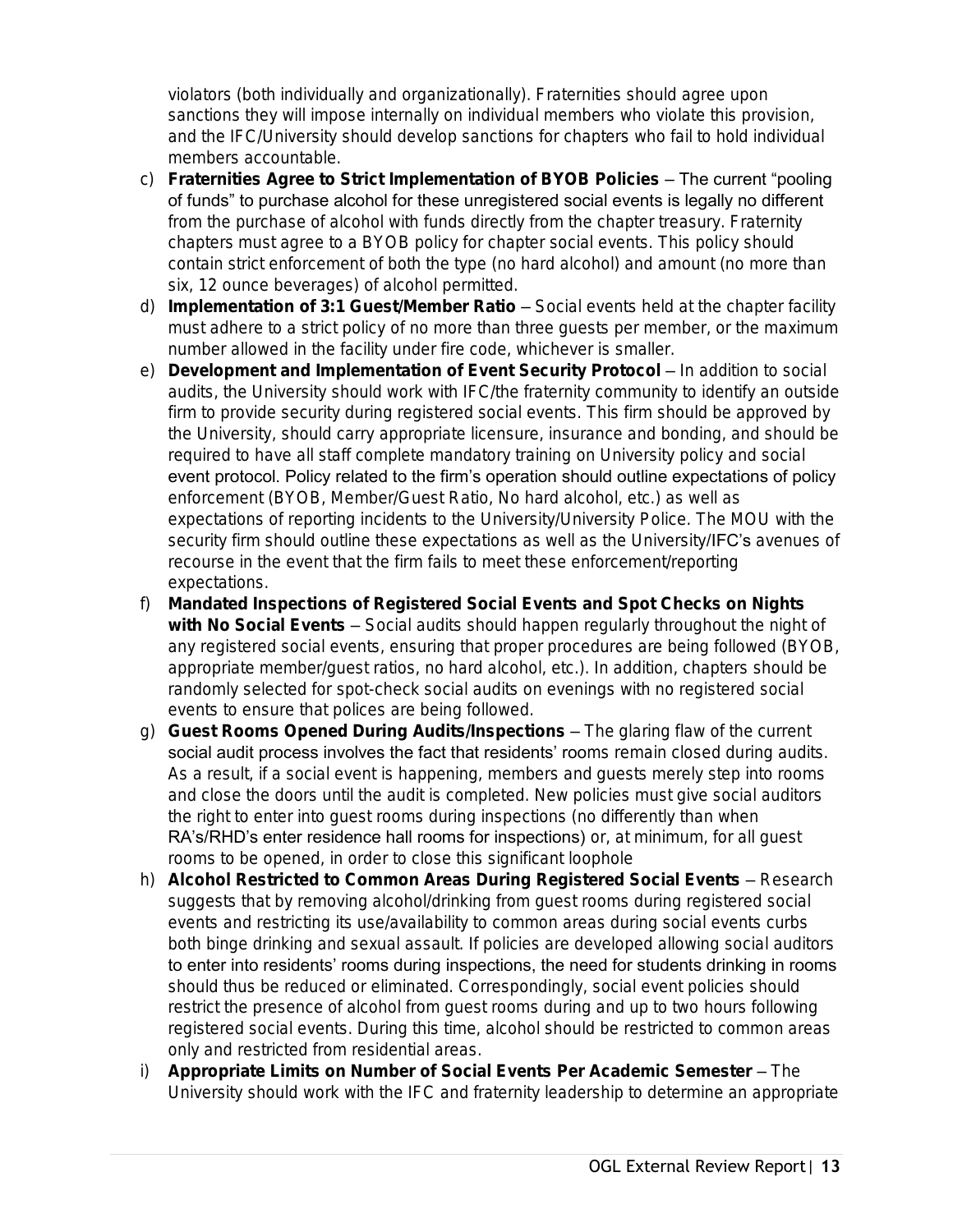violators (both individually and organizationally). Fraternities should agree upon sanctions they will impose internally on individual members who violate this provision, and the IFC/University should develop sanctions for chapters who fail to hold individual members accountable.

c) **Fraternities Agree to Strict Implementation of BYOB Policies** – The current "pooling of funds" to purchase alcohol for these unregistered social events is legally no different from the purchase of alcohol with funds directly from the chapter treasury. Fraternity chapters must agree to a BYOB policy for chapter social events. This policy should contain strict enforcement of both the type (no hard alcohol) and amount (no more than six, 12 ounce beverages) of alcohol permitted.

d) **Implementation of 3:1 Guest/Member Ratio** – Social events held at the chapter facility must adhere to a strict policy of no more than three guests per member, or the maximum number allowed in the facility under fire code, whichever is smaller.

e) **Development and Implementation of Event Security Protocol** – In addition to social audits, the University should work with IFC/the fraternity community to identify an outside firm to provide security during registered social events. This firm should be approved by the University, should carry appropriate licensure, insurance and bonding, and should be required to have all staff complete mandatory training on University policy and social event protocol. Policy related to the firm's operation should outline expectations of policy enforcement (BYOB, Member/Guest Ratio, No hard alcohol, etc.) as well as expectations of reporting incidents to the University/University Police. The MOU with the security firm should outline these expectations as well as the University/IFC's avenues of recourse in the event that the firm fails to meet these enforcement/reporting expectations.

f) **Mandated Inspections of Registered Social Events and Spot Checks on Nights with No Social Events** – Social audits should happen regularly throughout the night of any registered social events, ensuring that proper procedures are being followed (BYOB, appropriate member/guest ratios, no hard alcohol, etc.). In addition, chapters should be randomly selected for spot-check social audits on evenings with no registered social events to ensure that polices are being followed.

g) **Guest Rooms Opened During Audits/Inspections** – The glaring flaw of the current social audit process involves the fact that residents' rooms remain closed during audits. As a result, if a social event is happening, members and guests merely step into rooms and close the doors until the audit is completed. New policies must give social auditors the right to enter into guest rooms during inspections (no differently than when RA's/RHD's enter residence hall rooms for inspections) or, at minimum, for all guest rooms to be opened, in order to close this significant loophole

h) **Alcohol Restricted to Common Areas During Registered Social Events** – Research suggests that by removing alcohol/drinking from guest rooms during registered social events and restricting its use/availability to common areas during social events curbs both binge drinking and sexual assault. If policies are developed allowing social auditors to enter into residents' rooms during inspections, the need for students drinking in rooms should thus be reduced or eliminated. Correspondingly, social event policies should restrict the presence of alcohol from guest rooms during and up to two hours following registered social events. During this time, alcohol should be restricted to common areas only and restricted from residential areas.

i) **Appropriate Limits on Number of Social Events Per Academic Semester** – The University should work with the IFC and fraternity leadership to determine an appropriate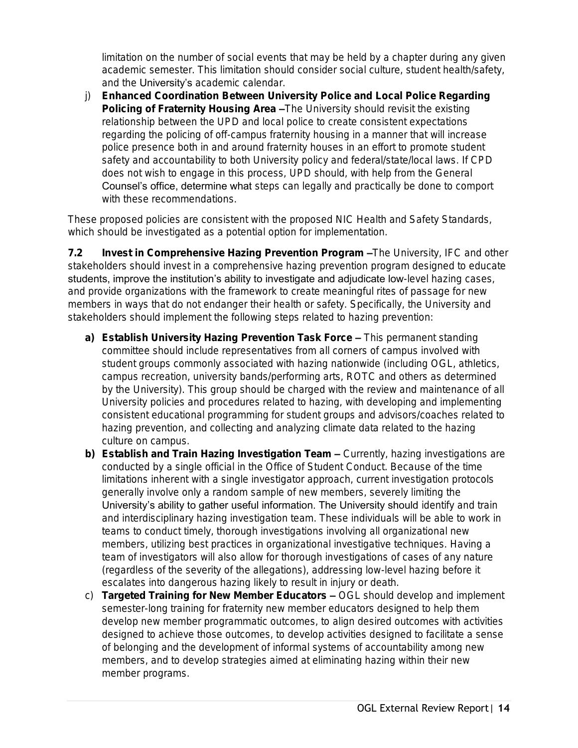limitation on the number of social events that may be held by a chapter during any given academic semester. This limitation should consider social culture, student health/safety, and the University's academic calendar.

j) **Enhanced Coordination Between University Police and Local Police Regarding Policing of Fraternity Housing Area –** The University should revisit the existing relationship between the UPD and local police to create consistent expectations regarding the policing of off-campus fraternity housing in a manner that will increase police presence both in and around fraternity houses in an effort to promote student safety and accountability to both University policy and federal/state/local laws. If CPD does not wish to engage in this process, UPD should, with help from the General Counsel's office, determine what steps can legally and practically be done to comport with these recommendations.

These proposed policies are consistent with the proposed NIC Health and Safety Standards, which should be investigated as a potential option for implementation.

**7.2 Invest in Comprehensive Hazing Prevention Program –** The University, IFC and other stakeholders should invest in a comprehensive hazing prevention program designed to educate students, improve the institution's ability to investigate and adjudicate low-level hazing cases, and provide organizations with the framework to create meaningful rites of passage for new members in ways that do not endanger their health or safety. Specifically, the University and stakeholders should implement the following steps related to hazing prevention:

a) **Establish University Hazing Prevention Task Force –** This permanent standing committee should include representatives from all corners of campus involved with student groups commonly associated with hazing nationwide (including OGL, athletics, campus recreation, university bands/performing arts, ROTC and others as determined by the University). This group should be charged with the review and maintenance of all University policies and procedures related to hazing, with developing and implementing consistent educational programming for student groups and advisors/coaches related to hazing prevention, and collecting and analyzing climate data related to the hazing culture on campus.

b) **Establish and Train Hazing Investigation Team –** Currently, hazing investigations are conducted by a single official in the Office of Student Conduct. Because of the time limitations inherent with a single investigator approach, current investigation protocols generally involve only a random sample of new members, severely limiting the University's ability to gather useful information. The University should identify and train and interdisciplinary hazing investigation team. These individuals will be able to work in teams to conduct timely, thorough investigations involving all organizational new members, utilizing best practices in organizational investigative techniques. Having a team of investigators will also allow for thorough investigations of cases of any nature (regardless of the severity of the allegations), addressing low-level hazing before it escalates into dangerous hazing likely to result in injury or death.

c) **Targeted Training for New Member Educators –** OGL should develop and implement semester-long training for fraternity new member educators designed to help them develop new member programmatic outcomes, to align desired outcomes with activities designed to achieve those outcomes, to develop activities designed to facilitate a sense of belonging and the development of informal systems of accountability among new members, and to develop strategies aimed at eliminating hazing within their new member programs.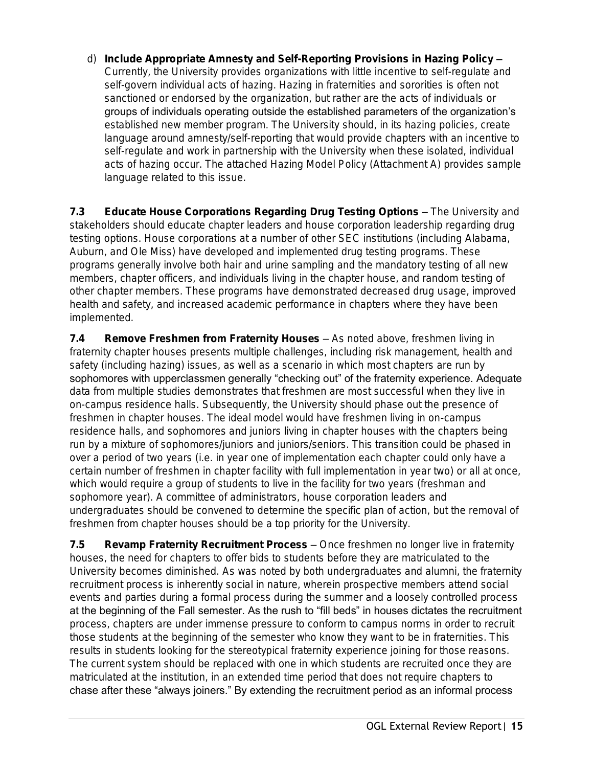d) **Include Appropriate Amnesty and Self-Reporting Provisions in Hazing Policy –** Currently, the University provides organizations with little incentive to self-regulate and self-govern individual acts of hazing. Hazing in fraternities and sororities is often not sanctioned or endorsed by the organization, but rather are the acts of individuals or groups of individuals operating outside the established parameters of the organization's established new member program. The University should, in its hazing policies, create language around amnesty/self-reporting that would provide chapters with an incentive to self-regulate and work in partnership with the University when these isolated, individual acts of hazing occur. The attached Hazing Model Policy (Attachment A) provides sample language related to this issue.

**7.3 Educate House Corporations Regarding Drug Testing Options** – The University and stakeholders should educate chapter leaders and house corporation leadership regarding drug testing options. House corporations at a number of other SEC institutions (including Alabama, Auburn, and Ole Miss) have developed and implemented drug testing programs. These programs generally involve both hair and urine sampling and the mandatory testing of all new members, chapter officers, and individuals living in the chapter house, and random testing of other chapter members. These programs have demonstrated decreased drug usage, improved health and safety, and increased academic performance in chapters where they have been implemented.

**7.4 Remove Freshmen from Fraternity Houses** – As noted above, freshmen living in fraternity chapter houses presents multiple challenges, including risk management, health and safety (including hazing) issues, as well as a scenario in which most chapters are run by sophomores with upperclassmen generally "checking out" of the fraternity experience. Adequate data from multiple studies demonstrates that freshmen are most successful when they live in on-campus residence halls. Subsequently, the University should phase out the presence of freshmen in chapter houses. The ideal model would have freshmen living in on-campus residence halls, and sophomores and juniors living in chapter houses with the chapters being run by a mixture of sophomores/juniors and juniors/seniors. This transition could be phased in over a period of two years (i.e. in year one of implementation each chapter could only have a certain number of freshmen in chapter facility with full implementation in year two) or all at once, which would require a group of students to live in the facility for two years (freshman and sophomore year). A committee of administrators, house corporation leaders and undergraduates should be convened to determine the specific plan of action, but the removal of freshmen from chapter houses should be a top priority for the University.

**7.5 Revamp Fraternity Recruitment Process** – Once freshmen no longer live in fraternity houses, the need for chapters to offer bids to students before they are matriculated to the University becomes diminished. As was noted by both undergraduates and alumni, the fraternity recruitment process is inherently social in nature, wherein prospective members attend social events and parties during a formal process during the summer and a loosely controlled process at the beginning of the Fall semester. As the rush to "fill beds" in houses dictates the recruitment process, chapters are under immense pressure to conform to campus norms in order to recruit those students at the beginning of the semester who know they want to be in fraternities. This results in students looking for the stereotypical fraternity experience joining for those reasons. The current system should be replaced with one in which students are recruited once they are matriculated at the institution, in an extended time period that does not require chapters to chase after these "always joiners." By extending the recruitment period as an informal process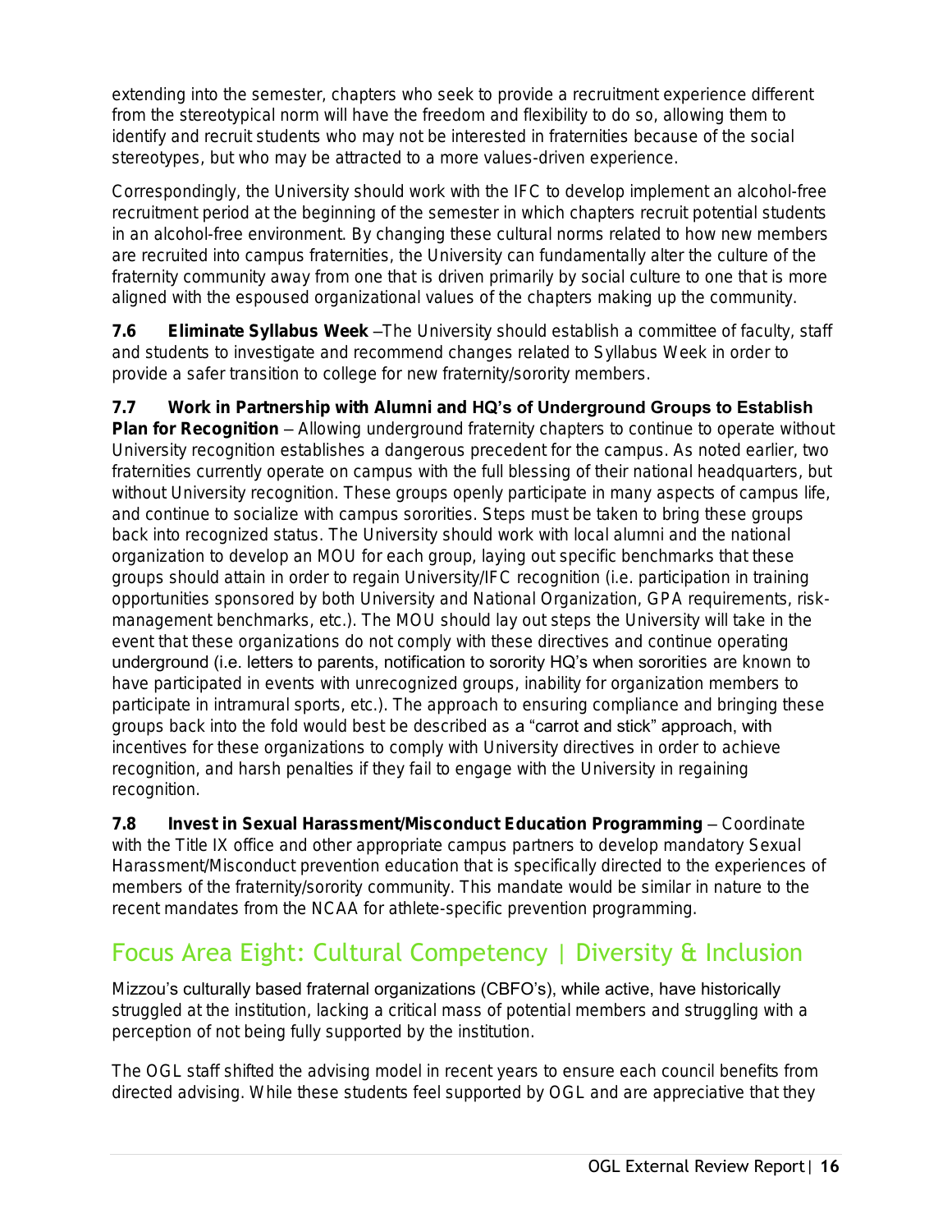extending into the semester, chapters who seek to provide a recruitment experience different from the stereotypical norm will have the freedom and flexibility to do so, allowing them to identify and recruit students who may not be interested in fraternities because of the social stereotypes, but who may be attracted to a more values-driven experience.

Correspondingly, the University should work with the IFC to develop implement an alcohol-free recruitment period at the beginning of the semester in which chapters recruit potential students in an alcohol-free environment. By changing these cultural norms related to how new members are recruited into campus fraternities, the University can fundamentally alter the culture of the fraternity community away from one that is driven primarily by social culture to one that is more aligned with the espoused organizational values of the chapters making up the community.

**7.6 Eliminate Syllabus Week** –The University should establish a committee of faculty, staff and students to investigate and recommend changes related to Syllabus Week in order to provide a safer transition to college for new fraternity/sorority members.

**7.7 Work in Partnership with Alumni and HQ's of Underground Groups to Establish Plan for Recognition** – Allowing underground fraternity chapters to continue to operate without University recognition establishes a dangerous precedent for the campus. As noted earlier, two fraternities currently operate on campus with the full blessing of their national headquarters, but without University recognition. These groups openly participate in many aspects of campus life, and continue to socialize with campus sororities. Steps must be taken to bring these groups back into recognized status. The University should work with local alumni and the national organization to develop an MOU for each group, laying out specific benchmarks that these groups should attain in order to regain University/IFC recognition (i.e. participation in training opportunities sponsored by both University and National Organization, GPA requirements, risk-management benchmarks, etc.). The MOU should lay out steps the University will take in the event that these organizations do not comply with these directives and continue operating underground (i.e. letters to parents, notification to sorority HQ's when sororities are known to have participated in events with unrecognized groups, inability for organization members to participate in intramural sports, etc.). The approach to ensuring compliance and bringing these groups back into the fold would best be described as a "carrot and stick" approach, with incentives for these organizations to comply with University directives in order to achieve recognition, and harsh penalties if they fail to engage with the University in regaining recognition.

**7.8 Invest in Sexual Harassment/Misconduct Education Programming** – Coordinate with the Title IX office and other appropriate campus partners to develop mandatory Sexual Harassment/Misconduct prevention education that is specifically directed to the experiences of members of the fraternity/sorority community. This mandate would be similar in nature to the recent mandates from the NCAA for athlete-specific prevention programming.

## Focus Area Eight: Cultural Competency | Diversity & Inclusion

Mizzou's culturally based fraternal organizations (CBFO's), while active, have historically struggled at the institution, lacking a critical mass of potential members and struggling with a perception of not being fully supported by the institution.

The OGL staff shifted the advising model in recent years to ensure each council benefits from directed advising. While these students feel supported by OGL and are appreciative that they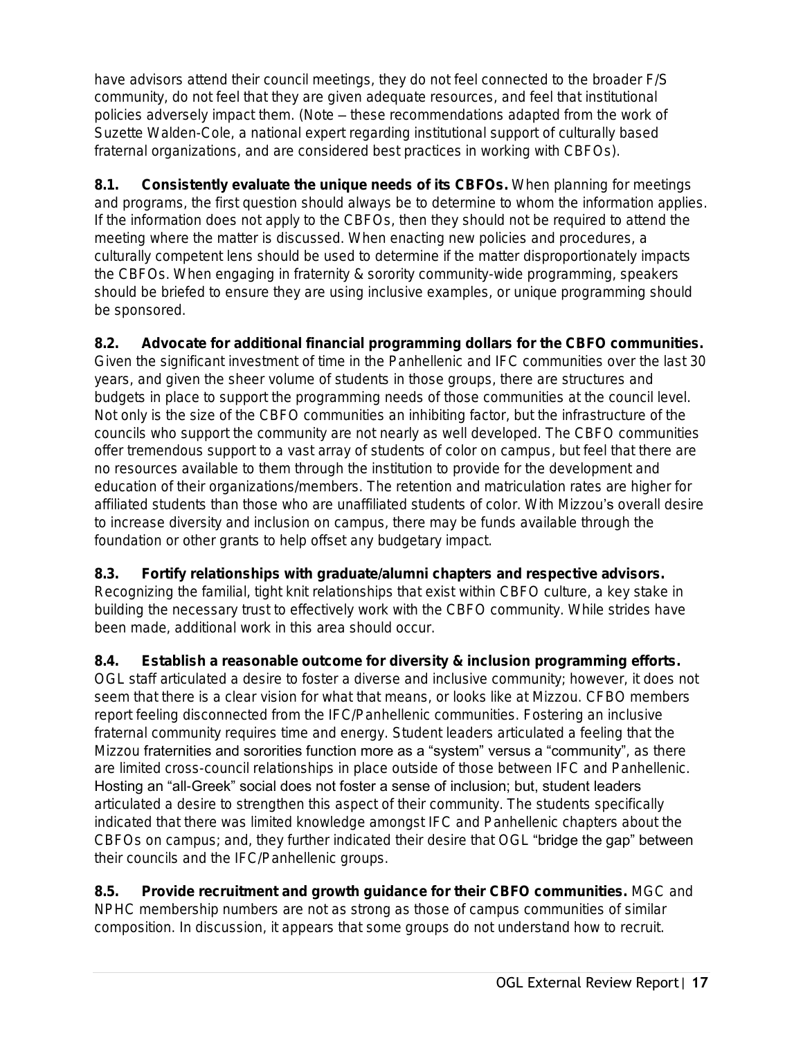have advisors attend their council meetings, they do not feel connected to the broader F/S community, do not feel that they are given adequate resources, and feel that institutional policies adversely impact them. (Note – these recommendations adapted from the work of Suzette Walden-Cole, a national expert regarding institutional support of culturally based fraternal organizations, and are considered best practices in working with CBFOs).

**8.1. Consistently evaluate the unique needs of its CBFOs.** When planning for meetings and programs, the first question should always be to determine to whom the information applies. If the information does not apply to the CBFOs, then they should not be required to attend the meeting where the matter is discussed. When enacting new policies and procedures, a culturally competent lens should be used to determine if the matter disproportionately impacts the CBFOs. When engaging in fraternity & sorority community-wide programming, speakers should be briefed to ensure they are using inclusive examples, or unique programming should be sponsored.

**8.2. Advocate for additional financial programming dollars for the CBFO communities.** Given the significant investment of time in the Panhellenic and IFC communities over the last 30 years, and given the sheer volume of students in those groups, there are structures and budgets in place to support the programming needs of those communities at the council level. Not only is the size of the CBFO communities an inhibiting factor, but the infrastructure of the councils who support the community are not nearly as well developed. The CBFO communities offer tremendous support to a vast array of students of color on campus, but feel that there are no resources available to them through the institution to provide for the development and education of their organizations/members. The retention and matriculation rates are higher for affiliated students than those who are unaffiliated students of color. With Mizzou's overall desire to increase diversity and inclusion on campus, there may be funds available through the foundation or other grants to help offset any budgetary impact.

**8.3. Fortify relationships with graduate/alumni chapters and respective advisors.** Recognizing the familial, tight knit relationships that exist within CBFO culture, a key stake in building the necessary trust to effectively work with the CBFO community. While strides have been made, additional work in this area should occur.

**8.4. Establish a reasonable outcome for diversity & inclusion programming efforts.** OGL staff articulated a desire to foster a diverse and inclusive community; however, it does not seem that there is a clear vision for what that means, or looks like at Mizzou. CFBO members report feeling disconnected from the IFC/Panhellenic communities. Fostering an inclusive fraternal community requires time and energy. Student leaders articulated a feeling that the Mizzou fraternities and sororities function more as a "system" versus a "community", as there are limited cross-council relationships in place outside of those between IFC and Panhellenic. Hosting an "all-Greek" social does not foster a sense of inclusion; but, student leaders articulated a desire to strengthen this aspect of their community. The students specifically indicated that there was limited knowledge amongst IFC and Panhellenic chapters about the CBFOs on campus; and, they further indicated their desire that OGL "bridge the gap" between their councils and the IFC/Panhellenic groups.

**8.5. Provide recruitment and growth guidance for their CBFO communities.** MGC and NPHC membership numbers are not as strong as those of campus communities of similar composition. In discussion, it appears that some groups do not understand how to recruit.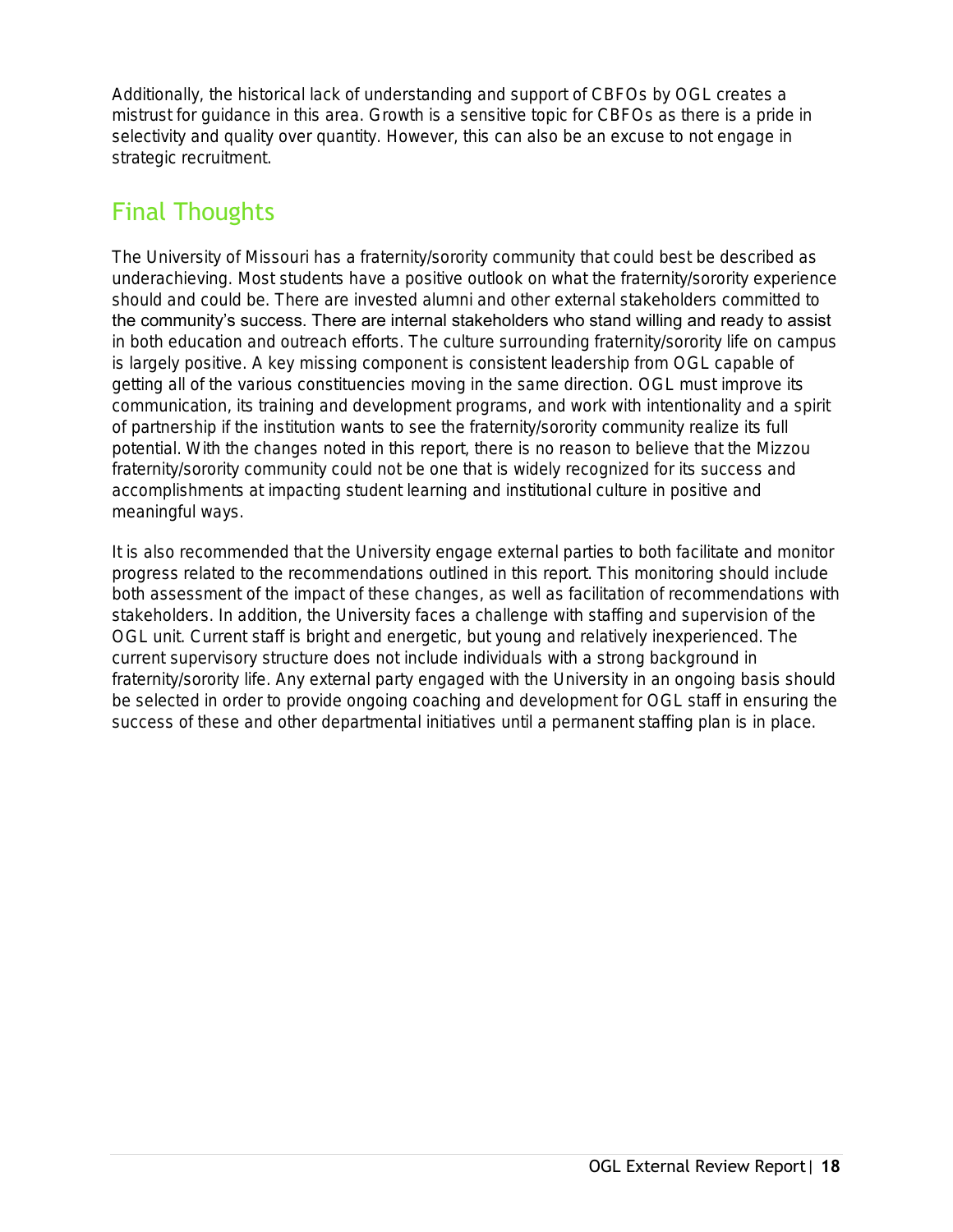Additionally, the historical lack of understanding and support of CBFOs by OGL creates a mistrust for guidance in this area. Growth is a sensitive topic for CBFOs as there is a pride in selectivity and quality over quantity. However, this can also be an excuse to not engage in strategic recruitment.

## Final Thoughts

The University of Missouri has a fraternity/sorority community that could best be described as underachieving. Most students have a positive outlook on what the fraternity/sorority experience should and could be. There are invested alumni and other external stakeholders committed to the community's success. There are internal stakeholders who stand willing and ready to assist in both education and outreach efforts. The culture surrounding fraternity/sorority life on campus is largely positive. A key missing component is consistent leadership from OGL capable of getting all of the various constituencies moving in the same direction. OGL must improve its communication, its training and development programs, and work with intentionality and a spirit of partnership if the institution wants to see the fraternity/sorority community realize its full potential. With the changes noted in this report, there is no reason to believe that the Mizzou fraternity/sorority community could not be one that is widely recognized for its success and accomplishments at impacting student learning and institutional culture in positive and meaningful ways.

It is also recommended that the University engage external parties to both facilitate and monitor progress related to the recommendations outlined in this report. This monitoring should include both assessment of the impact of these changes, as well as facilitation of recommendations with stakeholders. In addition, the University faces a challenge with staffing and supervision of the OGL unit. Current staff is bright and energetic, but young and relatively inexperienced. The current supervisory structure does not include individuals with a strong background in fraternity/sorority life. Any external party engaged with the University in an ongoing basis should be selected in order to provide ongoing coaching and development for OGL staff in ensuring the success of these and other departmental initiatives until a permanent staffing plan is in place.